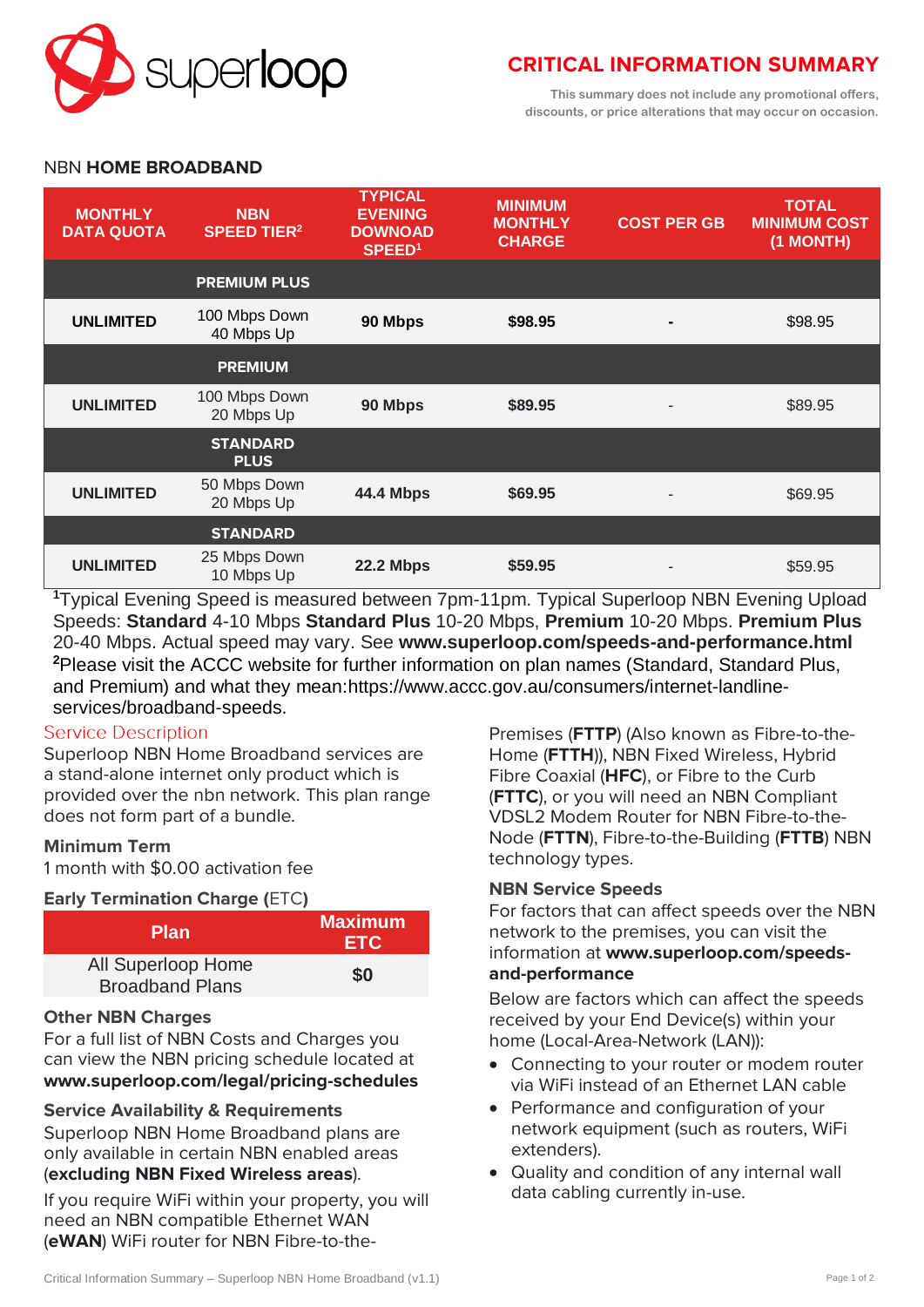# CRITICAL INFORMATION SUMMARY

This summary does not include any promotional offers, discounts, or price alterations that may occur on occasion.

## NBN **HOME BROADBAND**

| MONTHLY DATA QUOTA | NBN SPEED TIER[2] | TYPICAL EVENING DOWNOAD SPEED[1] | MINIMUM MONTHLY CHARGE | COST PER GB | TOTAL MINIMUM COST (1 MONTH) |
|---|---|---|---|---|---|
| | **PREMIUM PLUS** | | | | |
| **UNLIMITED** | 100 Mbps Down 40 Mbps Up | **90 Mbps** | **$98.95** | - | $98.95 |
| | **PREMIUM** | | | | |
| **UNLIMITED** | 100 Mbps Down 20 Mbps Up | **90 Mbps** | **$89.95** | - | $89.95 |
| | **STANDARD PLUS** | | | | |
| **UNLIMITED** | 50 Mbps Down 20 Mbps Up | **44.4 Mbps** | **$69.95** | - | $69.95 |
| | **STANDARD** | | | | |
| **UNLIMITED** | 25 Mbps Down 10 Mbps Up | **22.2 Mbps** | **$59.95** | - | $59.95 |

[1]Typical Evening Speed is measured between 7pm-11pm. Typical Superloop NBN Evening Upload Speeds: **Standard** 4-10 Mbps **Standard Plus** 10-20 Mbps, **Premium** 10-20 Mbps. **Premium Plus** 20-40 Mbps. Actual speed may vary. See **www.superloop.com/speeds-and-performance.html**
[2]Please visit the ACCC website for further information on plan names (Standard, Standard Plus, and Premium) and what they mean:https://www.accc.gov.au/consumers/internet-landline-services/broadband-speeds.

### Service Description

Superloop NBN Home Broadband services are a stand-alone internet only product which is provided over the nbn network. This plan range does not form part of a bundle.

### Minimum Term

1 month with $0.00 activation fee

### Early Termination Charge (ETC)

| Plan | Maximum ETC |
|---|---|
| All Superloop Home Broadband Plans | **$0** |

### Other NBN Charges

For a full list of NBN Costs and Charges you can view the NBN pricing schedule located at **www.superloop.com/legal/pricing-schedules**

### Service Availability & Requirements

Superloop NBN Home Broadband plans are only available in certain NBN enabled areas (**excluding NBN Fixed Wireless areas**).

If you require WiFi within your property, you will need an NBN compatible Ethernet WAN (**eWAN**) WiFi router for NBN Fibre-to-the-Premises (**FTTP**) (Also known as Fibre-to-the-Home (**FTTH**)), NBN Fixed Wireless, Hybrid Fibre Coaxial (**HFC**), or Fibre to the Curb (**FTTC**), or you will need an NBN Compliant VDSL2 Modem Router for NBN Fibre-to-the-Node (**FTTN**), Fibre-to-the-Building (**FTTB**) NBN technology types.

### NBN Service Speeds

For factors that can affect speeds over the NBN network to the premises, you can visit the information at **www.superloop.com/speeds-and-performance**

Below are factors which can affect the speeds received by your End Device(s) within your home (Local-Area-Network (LAN)):

- Connecting to your router or modem router via WiFi instead of an Ethernet LAN cable
- Performance and configuration of your network equipment (such as routers, WiFi extenders).
- Quality and condition of any internal wall data cabling currently in-use.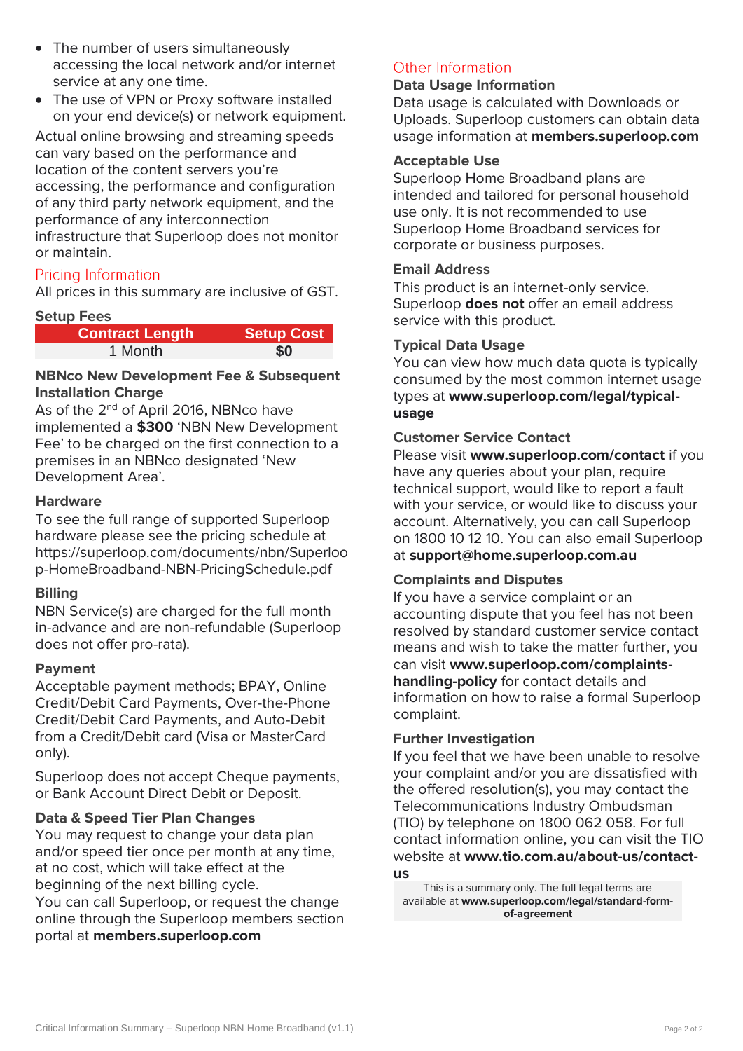- The number of users simultaneously accessing the local network and/or internet service at any one time.
- The use of VPN or Proxy software installed on your end device(s) or network equipment.

Actual online browsing and streaming speeds can vary based on the performance and location of the content servers you're accessing, the performance and configuration of any third party network equipment, and the performance of any interconnection infrastructure that Superloop does not monitor or maintain.

## Pricing Information

All prices in this summary are inclusive of GST.

### Setup Fees

| Contract Length | Setup Cost |
|---|---|
| 1 Month | **$0** |

### NBNco New Development Fee & Subsequent Installation Charge

As of the 2nd of April 2016, NBNco have implemented a **$300** 'NBN New Development Fee' to be charged on the first connection to a premises in an NBNco designated 'New Development Area'.

### Hardware

To see the full range of supported Superloop hardware please see the pricing schedule at https://superloop.com/documents/nbn/Superloop-HomeBroadband-NBN-PricingSchedule.pdf

### Billing

NBN Service(s) are charged for the full month in-advance and are non-refundable (Superloop does not offer pro-rata).

### Payment

Acceptable payment methods; BPAY, Online Credit/Debit Card Payments, Over-the-Phone Credit/Debit Card Payments, and Auto-Debit from a Credit/Debit card (Visa or MasterCard only).

Superloop does not accept Cheque payments, or Bank Account Direct Debit or Deposit.

### Data & Speed Tier Plan Changes

You may request to change your data plan and/or speed tier once per month at any time, at no cost, which will take effect at the beginning of the next billing cycle.
You can call Superloop, or request the change online through the Superloop members section portal at **members.superloop.com**

## Other Information

### Data Usage Information

Data usage is calculated with Downloads or Uploads. Superloop customers can obtain data usage information at **members.superloop.com**

### Acceptable Use

Superloop Home Broadband plans are intended and tailored for personal household use only. It is not recommended to use Superloop Home Broadband services for corporate or business purposes.

### Email Address

This product is an internet-only service. Superloop **does not** offer an email address service with this product.

### Typical Data Usage

You can view how much data quota is typically consumed by the most common internet usage types at **www.superloop.com/legal/typical-usage**

### Customer Service Contact

Please visit **www.superloop.com/contact** if you have any queries about your plan, require technical support, would like to report a fault with your service, or would like to discuss your account. Alternatively, you can call Superloop on 1800 10 12 10. You can also email Superloop at **support@home.superloop.com.au**

### Complaints and Disputes

If you have a service complaint or an accounting dispute that you feel has not been resolved by standard customer service contact means and wish to take the matter further, you can visit **www.superloop.com/complaints-handling-policy** for contact details and information on how to raise a formal Superloop complaint.

### Further Investigation

If you feel that we have been unable to resolve your complaint and/or you are dissatisfied with the offered resolution(s), you may contact the Telecommunications Industry Ombudsman (TIO) by telephone on 1800 062 058. For full contact information online, you can visit the TIO website at **www.tio.com.au/about-us/contact-us**

This is a summary only. The full legal terms are available at **www.superloop.com/legal/standard-form-of-agreement**